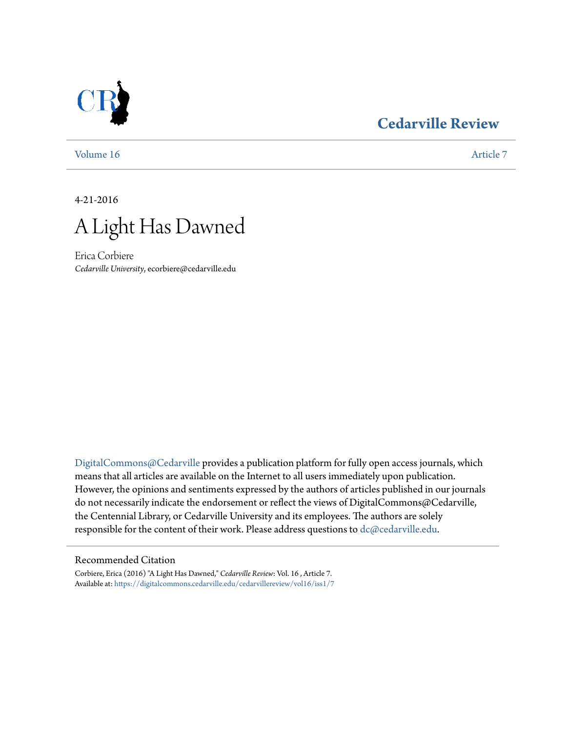Cedarville Review

Volume 16 | Article 7

4-21-2016

# A Light Has Dawned

Erica Corbiere
*Cedarville University*, ecorbiere@cedarville.edu

DigitalCommons@Cedarville provides a publication platform for fully open access journals, which means that all articles are available on the Internet to all users immediately upon publication. However, the opinions and sentiments expressed by the authors of articles published in our journals do not necessarily indicate the endorsement or reflect the views of DigitalCommons@Cedarville, the Centennial Library, or Cedarville University and its employees. The authors are solely responsible for the content of their work. Please address questions to dc@cedarville.edu.

Recommended Citation
Corbiere, Erica (2016) "A Light Has Dawned," *Cedarville Review*: Vol. 16 , Article 7.
Available at: https://digitalcommons.cedarville.edu/cedarvillereview/vol16/iss1/7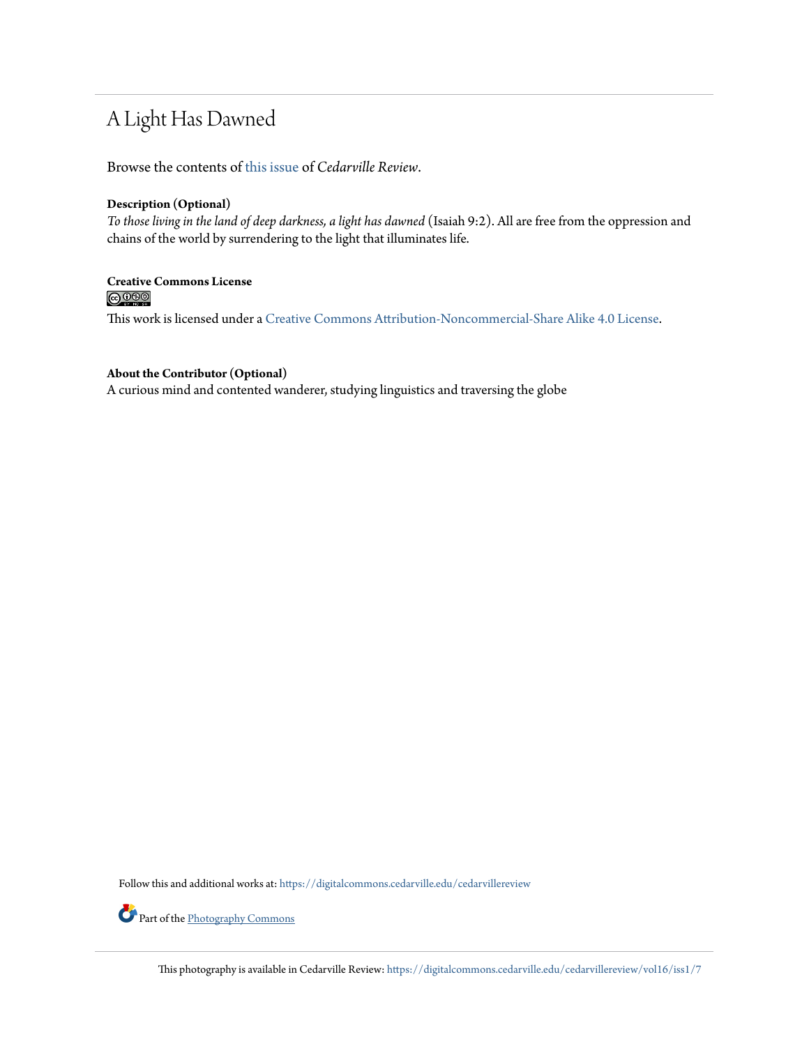# A Light Has Dawned

Browse the contents of this issue of *Cedarville Review*.

**Description (Optional)**

*To those living in the land of deep darkness, a light has dawned* (Isaiah 9:2). All are free from the oppression and chains of the world by surrendering to the light that illuminates life.

**Creative Commons License**

This work is licensed under a Creative Commons Attribution-Noncommercial-Share Alike 4.0 License.

**About the Contributor (Optional)**

A curious mind and contented wanderer, studying linguistics and traversing the globe

Follow this and additional works at: https://digitalcommons.cedarville.edu/cedarvillereview

Part of the Photography Commons

This photography is available in Cedarville Review: https://digitalcommons.cedarville.edu/cedarvillereview/vol16/iss1/7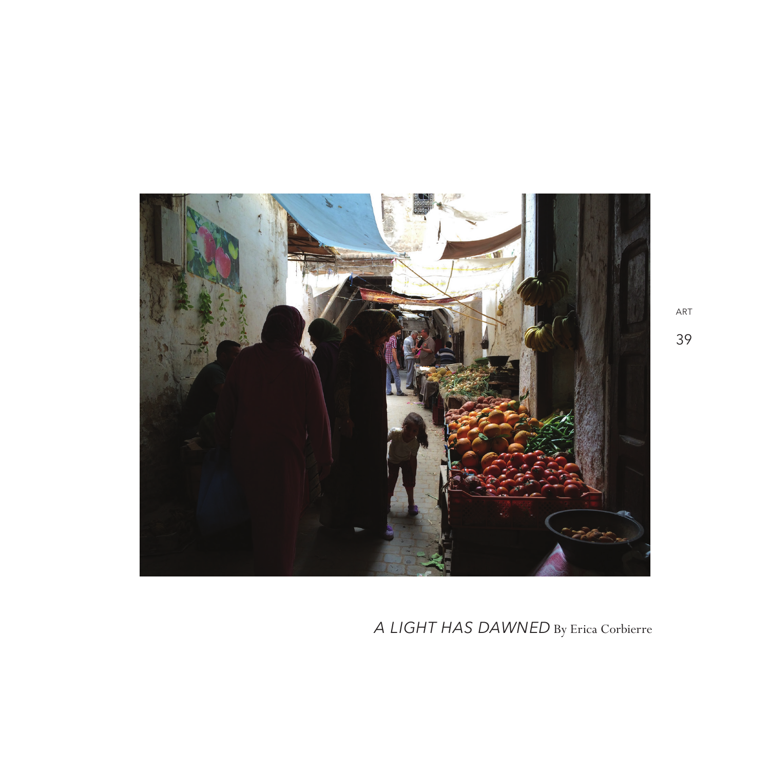*A LIGHT HAS DAWNED* By Erica Corbierre